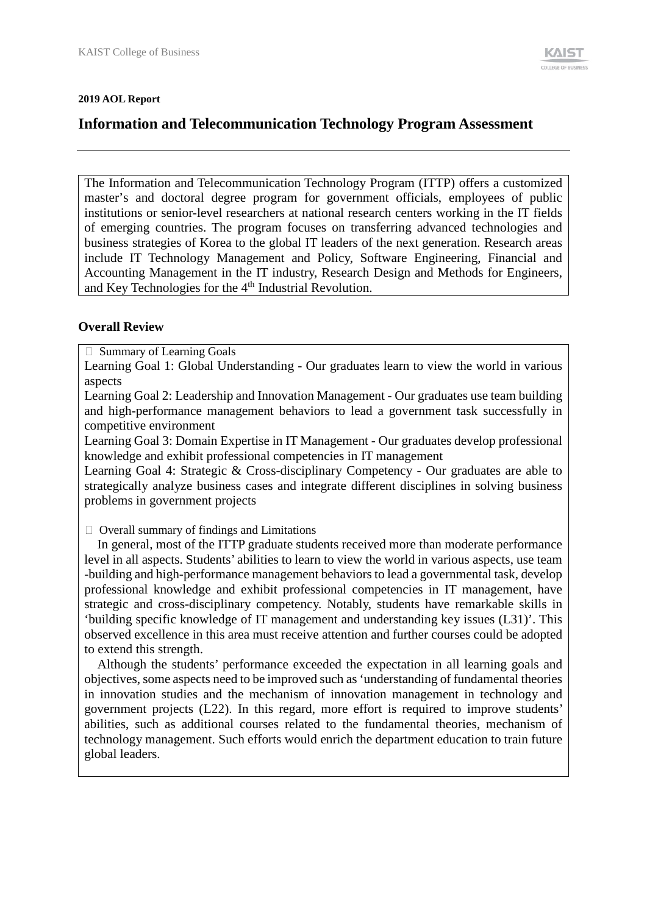**2019 AOL Report**

# Information and Telecommunication Technology Program Assessment

The Information and Telecommunication Technology Program (ITTP) offers a customized master's and doctoral degree program for government officials, employees of public institutions or senior-level researchers at national research centers working in the IT fields of emerging countries. The program focuses on transferring advanced technologies and business strategies of Korea to the global IT leaders of the next generation. Research areas include IT Technology Management and Policy, Software Engineering, Financial and Accounting Management in the IT industry, Research Design and Methods for Engineers, and Key Technologies for the 4th Industrial Revolution.

## Overall Review

 Summary of Learning Goals

Learning Goal 1: Global Understanding - Our graduates learn to view the world in various aspects

Learning Goal 2: Leadership and Innovation Management - Our graduates use team building and high-performance management behaviors to lead a government task successfully in competitive environment

Learning Goal 3: Domain Expertise in IT Management - Our graduates develop professional knowledge and exhibit professional competencies in IT management

Learning Goal 4: Strategic & Cross-disciplinary Competency - Our graduates are able to strategically analyze business cases and integrate different disciplines in solving business problems in government projects

 Overall summary of findings and Limitations

In general, most of the ITTP graduate students received more than moderate performance level in all aspects. Students' abilities to learn to view the world in various aspects, use team -building and high-performance management behaviors to lead a governmental task, develop professional knowledge and exhibit professional competencies in IT management, have strategic and cross-disciplinary competency. Notably, students have remarkable skills in 'building specific knowledge of IT management and understanding key issues (L31)'. This observed excellence in this area must receive attention and further courses could be adopted to extend this strength.

Although the students' performance exceeded the expectation in all learning goals and objectives, some aspects need to be improved such as 'understanding of fundamental theories in innovation studies and the mechanism of innovation management in technology and government projects (L22). In this regard, more effort is required to improve students' abilities, such as additional courses related to the fundamental theories, mechanism of technology management. Such efforts would enrich the department education to train future global leaders.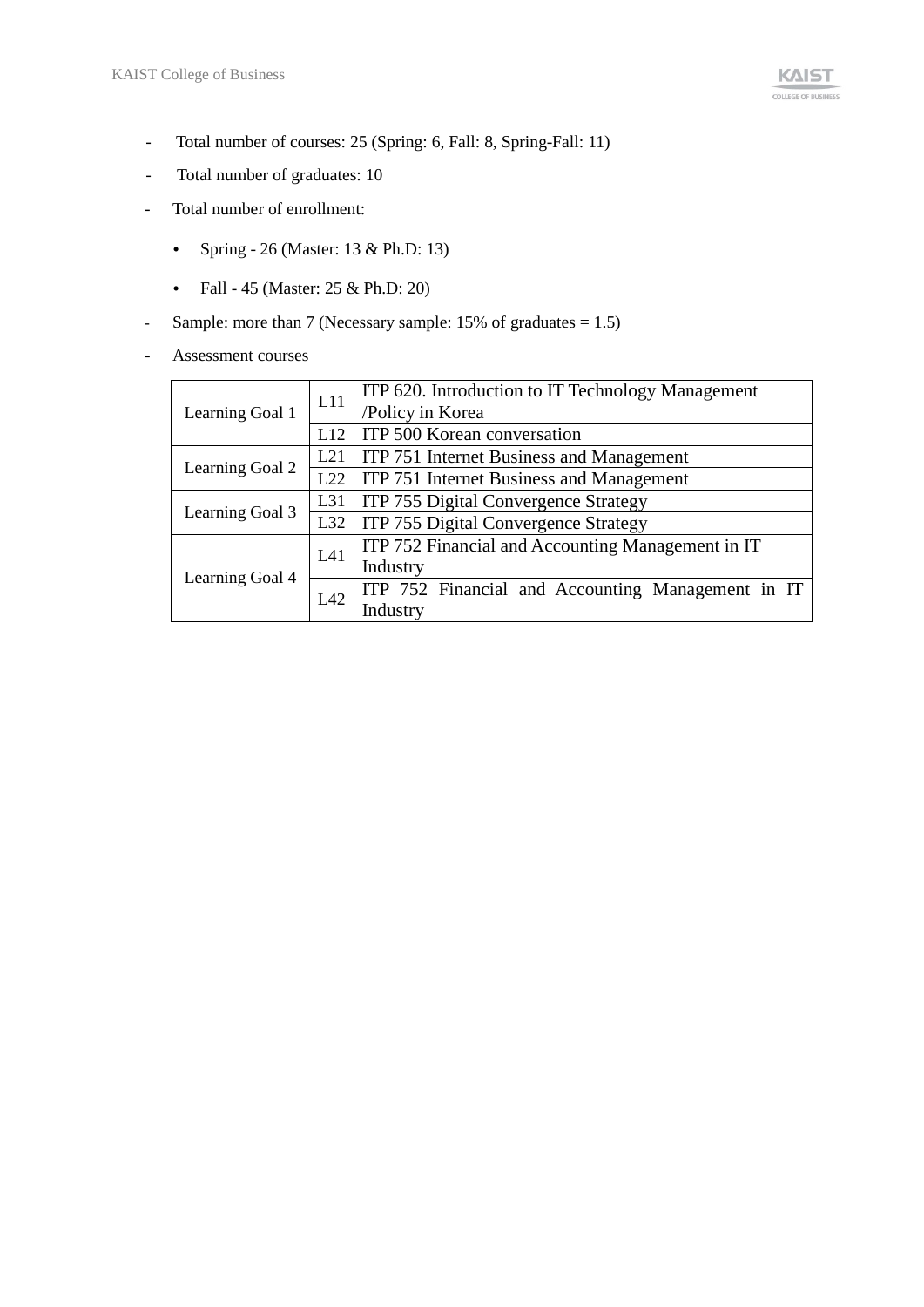- Total number of courses: 25 (Spring: 6, Fall: 8, Spring-Fall: 11)
- Total number of graduates: 10
- Total number of enrollment:
  - Spring - 26 (Master: 13 & Ph.D: 13)
  - Fall - 45 (Master: 25 & Ph.D: 20)
- Sample: more than 7 (Necessary sample: 15% of graduates = 1.5)
- Assessment courses

| | | |
|---|---|---|
| Learning Goal 1 | L11 | ITP 620. Introduction to IT Technology Management /Policy in Korea |
| | L12 | ITP 500 Korean conversation |
| Learning Goal 2 | L21 | ITP 751 Internet Business and Management |
| | L22 | ITP 751 Internet Business and Management |
| Learning Goal 3 | L31 | ITP 755 Digital Convergence Strategy |
| | L32 | ITP 755 Digital Convergence Strategy |
| Learning Goal 4 | L41 | ITP 752 Financial and Accounting Management in IT Industry |
| | L42 | ITP 752 Financial and Accounting Management in IT Industry |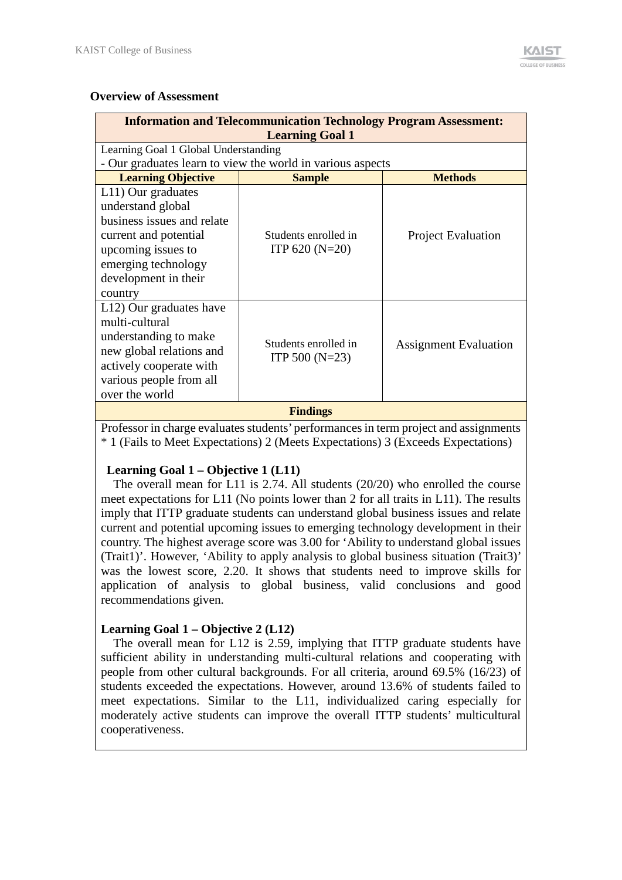**Overview of Assessment**

| Information and Telecommunication Technology Program Assessment: Learning Goal 1 | | |
|---|---|---|
| Learning Goal 1 Global Understanding<br>- Our graduates learn to view the world in various aspects | | |
| **Learning Objective** | **Sample** | **Methods** |
| L11) Our graduates understand global business issues and relate current and potential upcoming issues to emerging technology development in their country | Students enrolled in ITP 620 (N=20) | Project Evaluation |
| L12) Our graduates have multi-cultural understanding to make new global relations and actively cooperate with various people from all over the world | Students enrolled in ITP 500 (N=23) | Assignment Evaluation |
| **Findings** | | |

Professor in charge evaluates students' performances in term project and assignments
* 1 (Fails to Meet Expectations) 2 (Meets Expectations) 3 (Exceeds Expectations)

**Learning Goal 1 – Objective 1 (L11)**

The overall mean for L11 is 2.74. All students (20/20) who enrolled the course meet expectations for L11 (No points lower than 2 for all traits in L11). The results imply that ITTP graduate students can understand global business issues and relate current and potential upcoming issues to emerging technology development in their country. The highest average score was 3.00 for 'Ability to understand global issues (Trait1)'. However, 'Ability to apply analysis to global business situation (Trait3)' was the lowest score, 2.20. It shows that students need to improve skills for application of analysis to global business, valid conclusions and good recommendations given.

**Learning Goal 1 – Objective 2 (L12)**

The overall mean for L12 is 2.59, implying that ITTP graduate students have sufficient ability in understanding multi-cultural relations and cooperating with people from other cultural backgrounds. For all criteria, around 69.5% (16/23) of students exceeded the expectations. However, around 13.6% of students failed to meet expectations. Similar to the L11, individualized caring especially for moderately active students can improve the overall ITTP students' multicultural cooperativeness.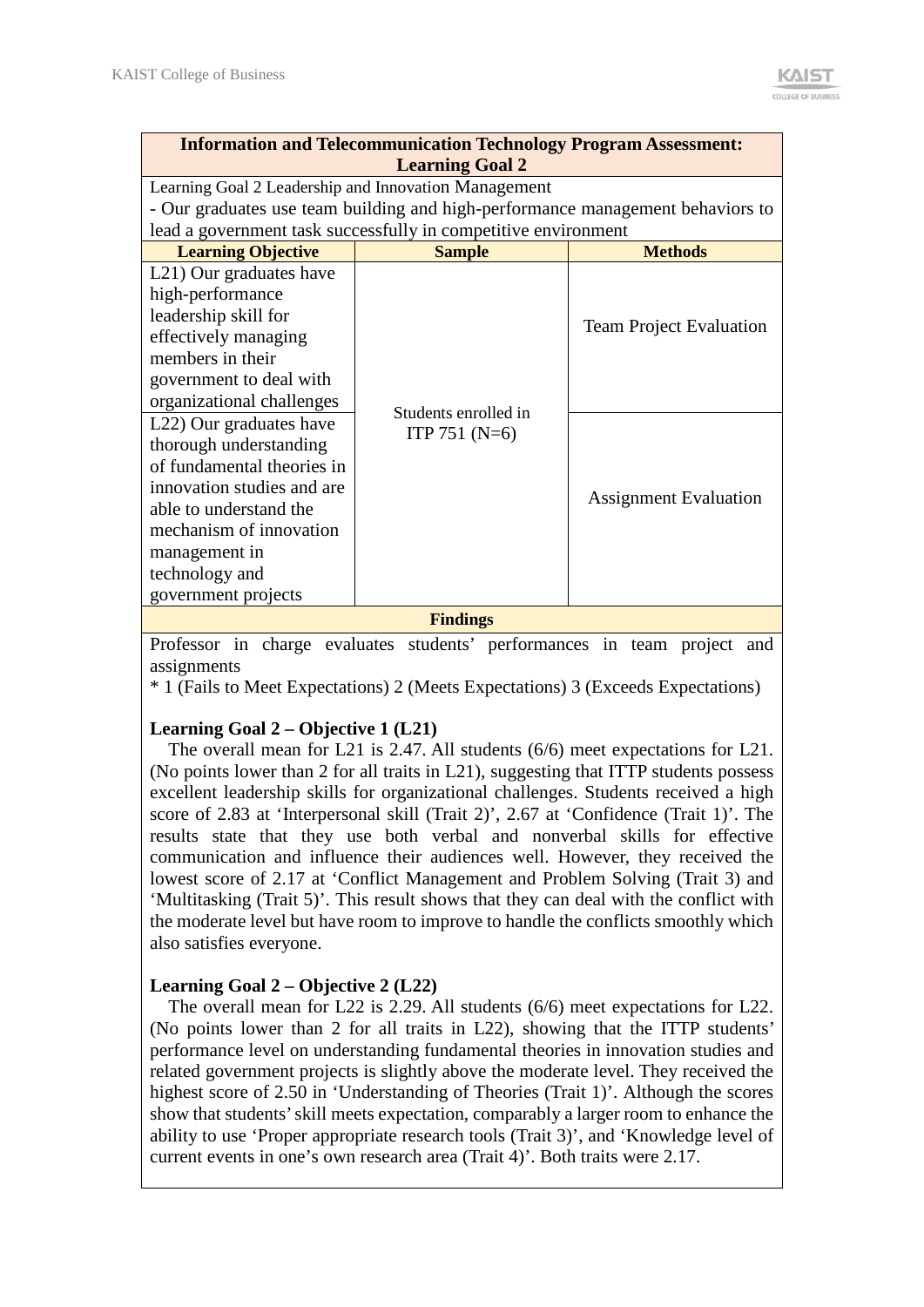| Information and Telecommunication Technology Program Assessment: Learning Goal 2 | | |
|---|---|---|
| Learning Goal 2 Leadership and Innovation Management<br>- Our graduates use team building and high-performance management behaviors to lead a government task successfully in competitive environment | | |
| **Learning Objective** | **Sample** | **Methods** |
| L21) Our graduates have high-performance leadership skill for effectively managing members in their government to deal with organizational challenges | Students enrolled in ITP 751 (N=6) | Team Project Evaluation |
| L22) Our graduates have thorough understanding of fundamental theories in innovation studies and are able to understand the mechanism of innovation management in technology and government projects | | Assignment Evaluation |

**Findings**

Professor in charge evaluates students' performances in team project and assignments

* 1 (Fails to Meet Expectations) 2 (Meets Expectations) 3 (Exceeds Expectations)

**Learning Goal 2 – Objective 1 (L21)**

The overall mean for L21 is 2.47. All students (6/6) meet expectations for L21. (No points lower than 2 for all traits in L21), suggesting that ITTP students possess excellent leadership skills for organizational challenges. Students received a high score of 2.83 at 'Interpersonal skill (Trait 2)', 2.67 at 'Confidence (Trait 1)'. The results state that they use both verbal and nonverbal skills for effective communication and influence their audiences well. However, they received the lowest score of 2.17 at 'Conflict Management and Problem Solving (Trait 3) and 'Multitasking (Trait 5)'. This result shows that they can deal with the conflict with the moderate level but have room to improve to handle the conflicts smoothly which also satisfies everyone.

**Learning Goal 2 – Objective 2 (L22)**

The overall mean for L22 is 2.29. All students (6/6) meet expectations for L22. (No points lower than 2 for all traits in L22), showing that the ITTP students' performance level on understanding fundamental theories in innovation studies and related government projects is slightly above the moderate level. They received the highest score of 2.50 in 'Understanding of Theories (Trait 1)'. Although the scores show that students' skill meets expectation, comparably a larger room to enhance the ability to use 'Proper appropriate research tools (Trait 3)', and 'Knowledge level of current events in one's own research area (Trait 4)'. Both traits were 2.17.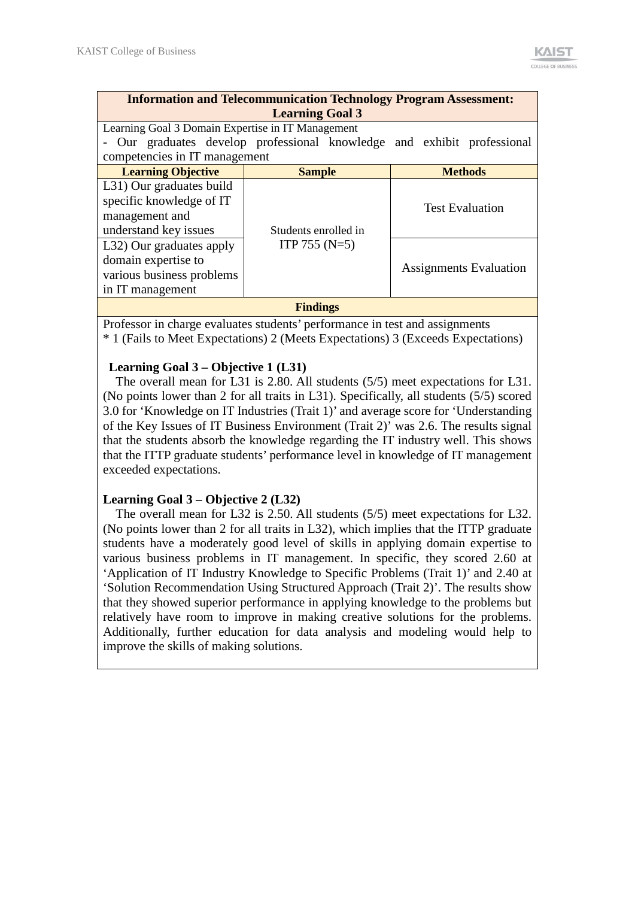| **Information and Telecommunication Technology Program Assessment: Learning Goal 3** | | |
|---|---|---|
| Learning Goal 3 Domain Expertise in IT Management<br>- Our graduates develop professional knowledge and exhibit professional competencies in IT management | | |
| **Learning Objective** | **Sample** | **Methods** |
| L31) Our graduates build specific knowledge of IT management and understand key issues | Students enrolled in ITP 755 (N=5) | Test Evaluation |
| L32) Our graduates apply domain expertise to various business problems in IT management | | Assignments Evaluation |
| **Findings** | | |

Professor in charge evaluates students' performance in test and assignments
* 1 (Fails to Meet Expectations) 2 (Meets Expectations) 3 (Exceeds Expectations)

**Learning Goal 3 – Objective 1 (L31)**

The overall mean for L31 is 2.80. All students (5/5) meet expectations for L31. (No points lower than 2 for all traits in L31). Specifically, all students (5/5) scored 3.0 for 'Knowledge on IT Industries (Trait 1)' and average score for 'Understanding of the Key Issues of IT Business Environment (Trait 2)' was 2.6. The results signal that the students absorb the knowledge regarding the IT industry well. This shows that the ITTP graduate students' performance level in knowledge of IT management exceeded expectations.

**Learning Goal 3 – Objective 2 (L32)**

The overall mean for L32 is 2.50. All students (5/5) meet expectations for L32. (No points lower than 2 for all traits in L32), which implies that the ITTP graduate students have a moderately good level of skills in applying domain expertise to various business problems in IT management. In specific, they scored 2.60 at 'Application of IT Industry Knowledge to Specific Problems (Trait 1)' and 2.40 at 'Solution Recommendation Using Structured Approach (Trait 2)'. The results show that they showed superior performance in applying knowledge to the problems but relatively have room to improve in making creative solutions for the problems. Additionally, further education for data analysis and modeling would help to improve the skills of making solutions.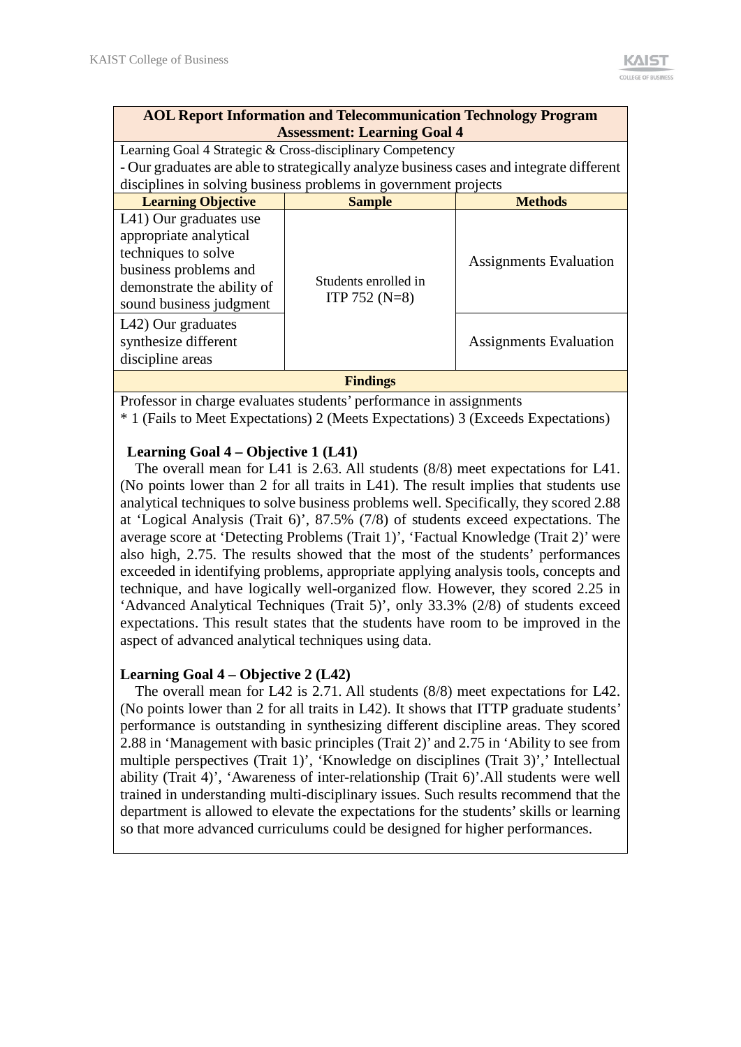**AOL Report Information and Telecommunication Technology Program Assessment: Learning Goal 4**

Learning Goal 4 Strategic & Cross-disciplinary Competency

- Our graduates are able to strategically analyze business cases and integrate different disciplines in solving business problems in government projects

| Learning Objective | Sample | Methods |
|---|---|---|
| L41) Our graduates use appropriate analytical techniques to solve business problems and demonstrate the ability of sound business judgment | Students enrolled in ITP 752 (N=8) | Assignments Evaluation |
| L42) Our graduates synthesize different discipline areas | | Assignments Evaluation |

**Findings**

Professor in charge evaluates students' performance in assignments

* 1 (Fails to Meet Expectations) 2 (Meets Expectations) 3 (Exceeds Expectations)

**Learning Goal 4 – Objective 1 (L41)**

The overall mean for L41 is 2.63. All students (8/8) meet expectations for L41. (No points lower than 2 for all traits in L41). The result implies that students use analytical techniques to solve business problems well. Specifically, they scored 2.88 at 'Logical Analysis (Trait 6)', 87.5% (7/8) of students exceed expectations. The average score at 'Detecting Problems (Trait 1)', 'Factual Knowledge (Trait 2)' were also high, 2.75. The results showed that the most of the students' performances exceeded in identifying problems, appropriate applying analysis tools, concepts and technique, and have logically well-organized flow. However, they scored 2.25 in 'Advanced Analytical Techniques (Trait 5)', only 33.3% (2/8) of students exceed expectations. This result states that the students have room to be improved in the aspect of advanced analytical techniques using data.

**Learning Goal 4 – Objective 2 (L42)**

The overall mean for L42 is 2.71. All students (8/8) meet expectations for L42. (No points lower than 2 for all traits in L42). It shows that ITTP graduate students' performance is outstanding in synthesizing different discipline areas. They scored 2.88 in 'Management with basic principles (Trait 2)' and 2.75 in 'Ability to see from multiple perspectives (Trait 1)', 'Knowledge on disciplines (Trait 3)',' Intellectual ability (Trait 4)', 'Awareness of inter-relationship (Trait 6)'.All students were well trained in understanding multi-disciplinary issues. Such results recommend that the department is allowed to elevate the expectations for the students' skills or learning so that more advanced curriculums could be designed for higher performances.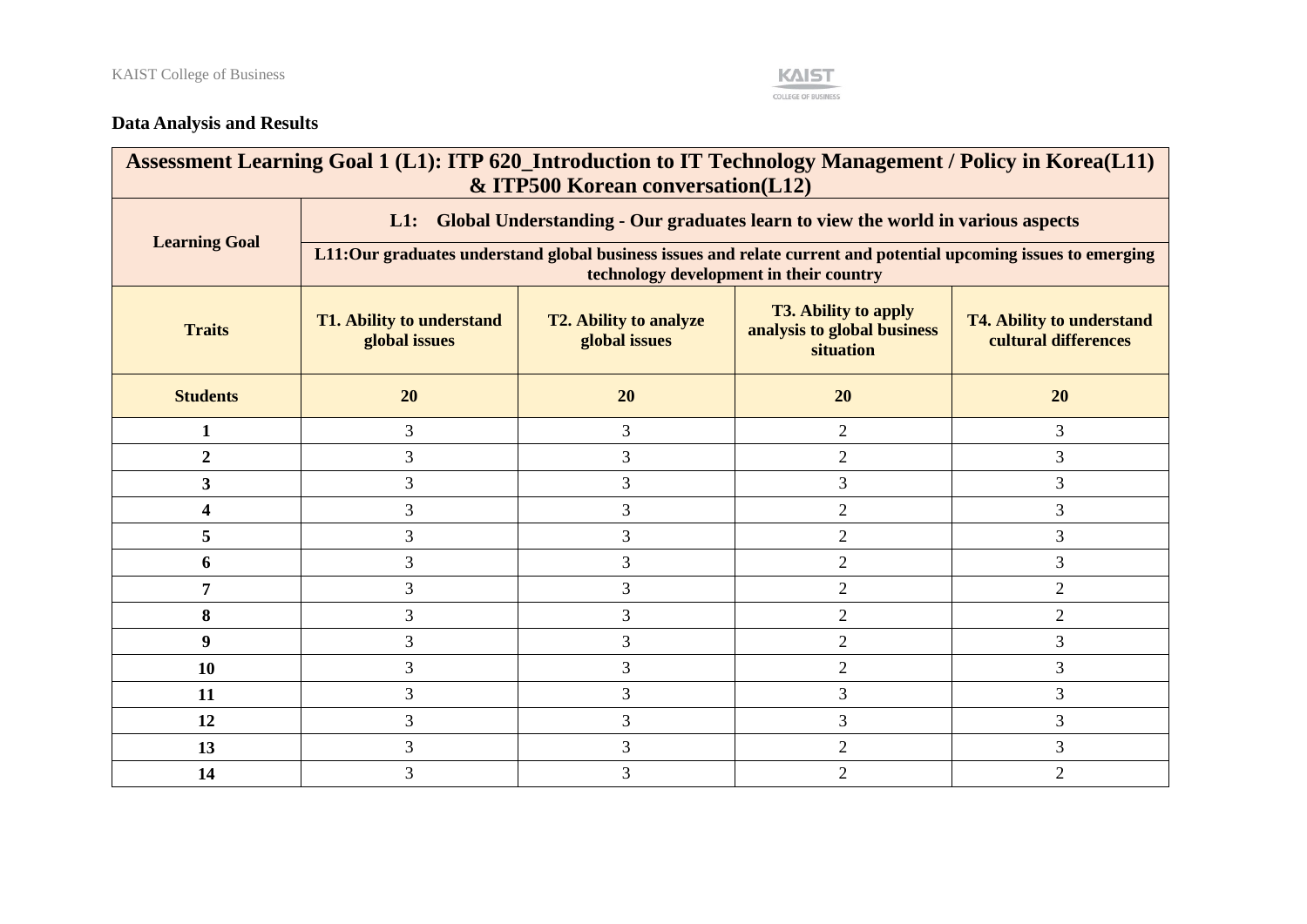## Data Analysis and Results

| Assessment Learning Goal 1 (L1): ITP 620_Introduction to IT Technology Management / Policy in Korea(L11) & ITP500 Korean conversation(L12) | | | | |
|---|---|---|---|---|
| **Learning Goal** | **L1: Global Understanding - Our graduates learn to view the world in various aspects** | | | |
| | **L11:Our graduates understand global business issues and relate current and potential upcoming issues to emerging technology development in their country** | | | |
| **Traits** | **T1. Ability to understand global issues** | **T2. Ability to analyze global issues** | **T3. Ability to apply analysis to global business situation** | **T4. Ability to understand cultural differences** |
| **Students** | **20** | **20** | **20** | **20** |
| **1** | 3 | 3 | 2 | 3 |
| **2** | 3 | 3 | 2 | 3 |
| **3** | 3 | 3 | 3 | 3 |
| **4** | 3 | 3 | 2 | 3 |
| **5** | 3 | 3 | 2 | 3 |
| **6** | 3 | 3 | 2 | 3 |
| **7** | 3 | 3 | 2 | 2 |
| **8** | 3 | 3 | 2 | 2 |
| **9** | 3 | 3 | 2 | 3 |
| **10** | 3 | 3 | 2 | 3 |
| **11** | 3 | 3 | 3 | 3 |
| **12** | 3 | 3 | 3 | 3 |
| **13** | 3 | 3 | 2 | 3 |
| **14** | 3 | 3 | 2 | 2 |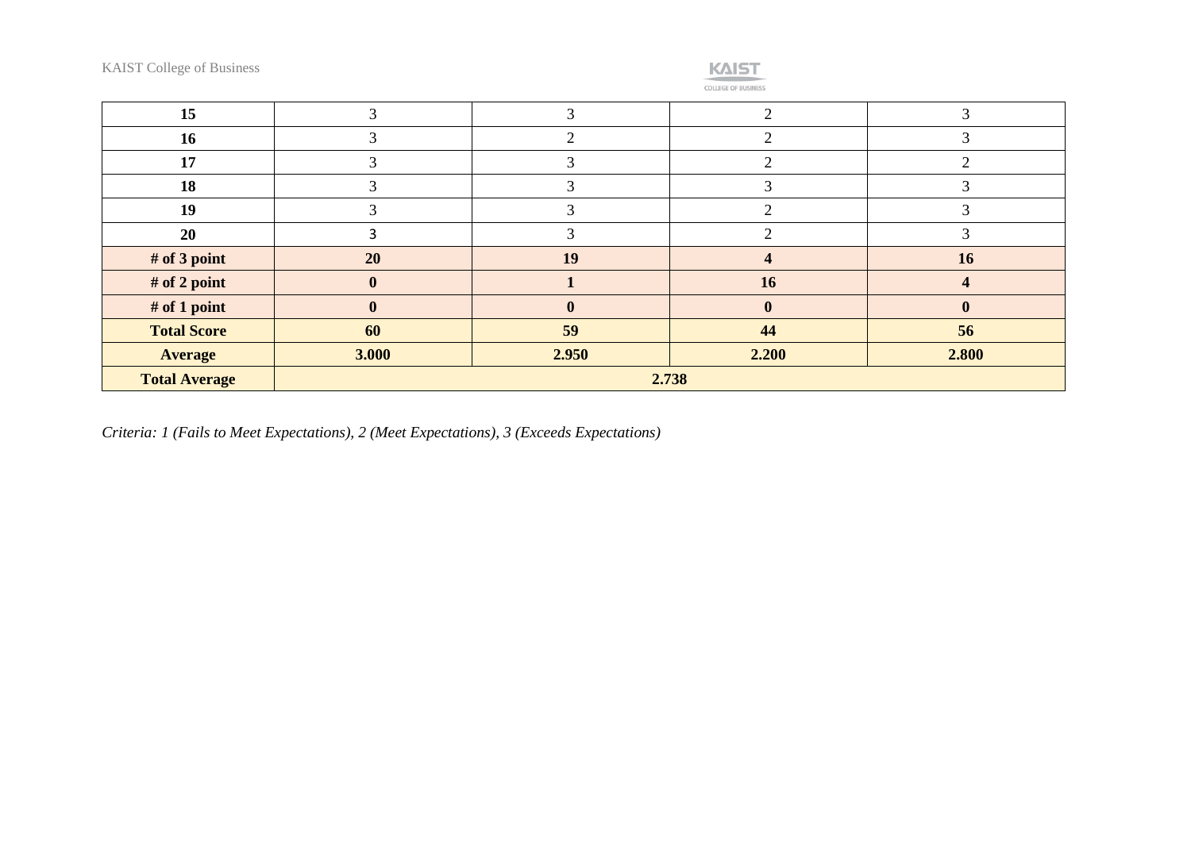| | | | | |
|---|---|---|---|---|
| **15** | 3 | 3 | 2 | 3 |
| **16** | 3 | 2 | 2 | 3 |
| **17** | 3 | 3 | 2 | 2 |
| **18** | 3 | 3 | 3 | 3 |
| **19** | 3 | 3 | 2 | 3 |
| **20** | **3** | 3 | 2 | 3 |
| **# of 3 point** | **20** | **19** | **4** | **16** |
| **# of 2 point** | **0** | **1** | **16** | **4** |
| **# of 1 point** | **0** | **0** | **0** | **0** |
| **Total Score** | **60** | **59** | **44** | **56** |
| **Average** | **3.000** | **2.950** | **2.200** | **2.800** |
| **Total Average** | **2.738** | | | |

*Criteria: 1 (Fails to Meet Expectations), 2 (Meet Expectations), 3 (Exceeds Expectations)*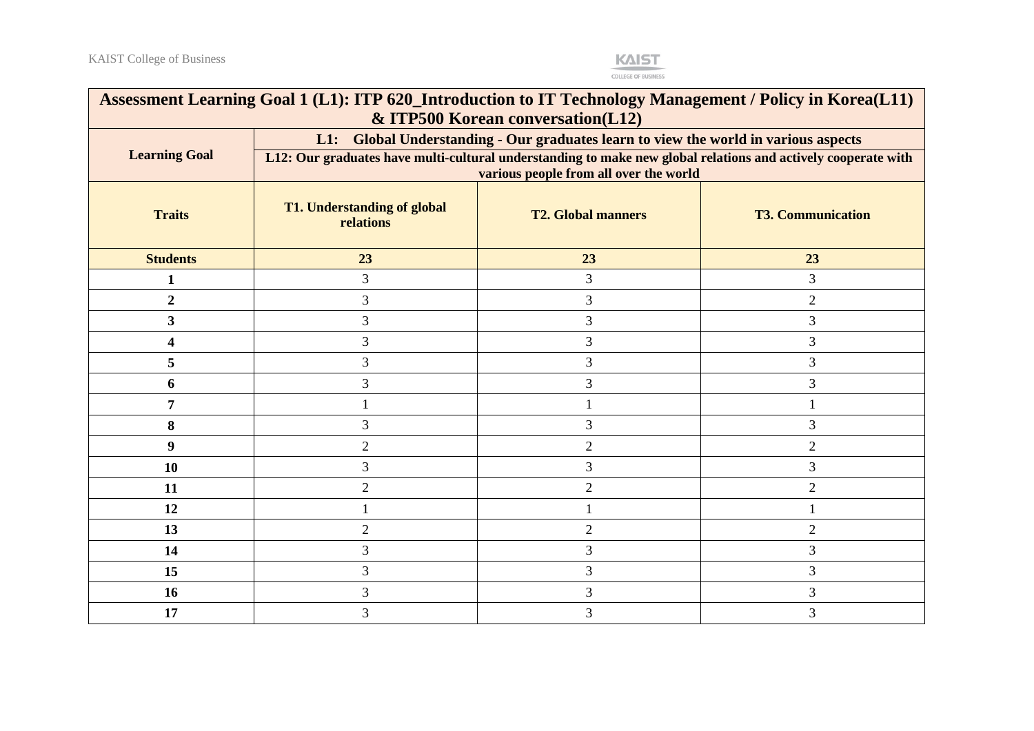| Assessment Learning Goal 1 (L1): ITP 620_Introduction to IT Technology Management / Policy in Korea(L11) & ITP500 Korean conversation(L12) | | | |
|---|---|---|---|
| **Learning Goal** | **L1: Global Understanding - Our graduates learn to view the world in various aspects** | | |
| | **L12: Our graduates have multi-cultural understanding to make new global relations and actively cooperate with various people from all over the world** | | |
| **Traits** | **T1. Understanding of global relations** | **T2. Global manners** | **T3. Communication** |
| **Students** | **23** | **23** | **23** |
| **1** | 3 | 3 | 3 |
| **2** | 3 | 3 | 2 |
| **3** | 3 | 3 | 3 |
| **4** | 3 | 3 | 3 |
| **5** | 3 | 3 | 3 |
| **6** | 3 | 3 | 3 |
| **7** | 1 | 1 | 1 |
| **8** | 3 | 3 | 3 |
| **9** | 2 | 2 | 2 |
| **10** | 3 | 3 | 3 |
| **11** | 2 | 2 | 2 |
| **12** | 1 | 1 | 1 |
| **13** | 2 | 2 | 2 |
| **14** | 3 | 3 | 3 |
| **15** | 3 | 3 | 3 |
| **16** | 3 | 3 | 3 |
| **17** | 3 | 3 | 3 |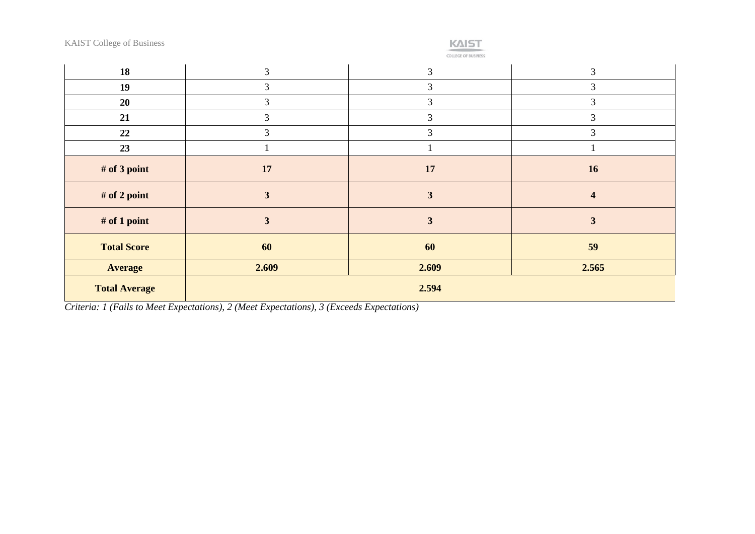| | | | |
|---|---|---|---|
| **18** | 3 | 3 | 3 |
| **19** | 3 | 3 | 3 |
| **20** | 3 | 3 | 3 |
| **21** | 3 | 3 | 3 |
| **22** | 3 | 3 | 3 |
| **23** | 1 | 1 | 1 |
| **# of 3 point** | **17** | **17** | **16** |
| **# of 2 point** | **3** | **3** | **4** |
| **# of 1 point** | **3** | **3** | **3** |
| **Total Score** | **60** | **60** | **59** |
| **Average** | **2.609** | **2.609** | **2.565** |
| **Total Average** | **2.594** | | |

*Criteria: 1 (Fails to Meet Expectations), 2 (Meet Expectations), 3 (Exceeds Expectations)*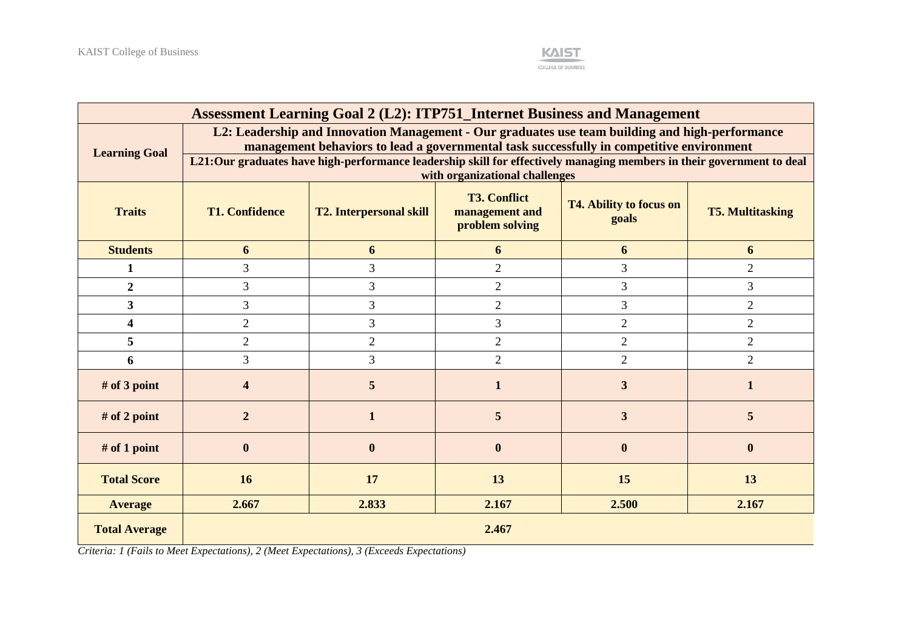| Assessment Learning Goal 2 (L2): ITP751_Internet Business and Management | | | | | |
|---|---|---|---|---|---|
| **Learning Goal** | **L2: Leadership and Innovation Management - Our graduates use team building and high-performance management behaviors to lead a governmental task successfully in competitive environment** | | | | |
| | **L21:Our graduates have high-performance leadership skill for effectively managing members in their government to deal with organizational challenges** | | | | |
| **Traits** | **T1. Confidence** | **T2. Interpersonal skill** | **T3. Conflict management and problem solving** | **T4. Ability to focus on goals** | **T5. Multitasking** |
| **Students** | **6** | **6** | **6** | **6** | **6** |
| **1** | 3 | 3 | 2 | 3 | 2 |
| **2** | 3 | 3 | 2 | 3 | 3 |
| **3** | 3 | 3 | 2 | 3 | 2 |
| **4** | 2 | 3 | 3 | 2 | 2 |
| **5** | 2 | 2 | 2 | 2 | 2 |
| **6** | 3 | 3 | 2 | 2 | 2 |
| **# of 3 point** | **4** | **5** | **1** | **3** | **1** |
| **# of 2 point** | **2** | **1** | **5** | **3** | **5** |
| **# of 1 point** | **0** | **0** | **0** | **0** | **0** |
| **Total Score** | **16** | **17** | **13** | **15** | **13** |
| **Average** | **2.667** | **2.833** | **2.167** | **2.500** | **2.167** |
| **Total Average** | **2.467** | | | | |

*Criteria: 1 (Fails to Meet Expectations), 2 (Meet Expectations), 3 (Exceeds Expectations)*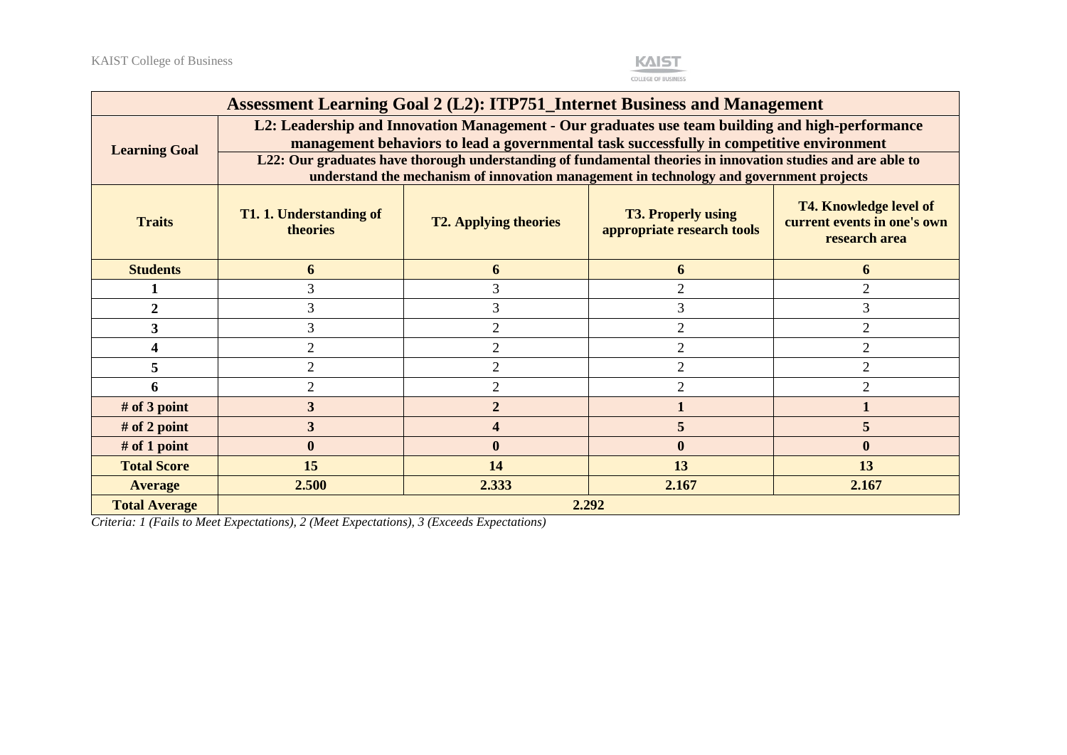| Assessment Learning Goal 2 (L2): ITP751_Internet Business and Management | | | | |
|---|---|---|---|---|
| **Learning Goal** | **L2: Leadership and Innovation Management - Our graduates use team building and high-performance management behaviors to lead a governmental task successfully in competitive environment** | | | |
| | **L22: Our graduates have thorough understanding of fundamental theories in innovation studies and are able to understand the mechanism of innovation management in technology and government projects** | | | |
| **Traits** | **T1. 1. Understanding of theories** | **T2. Applying theories** | **T3. Properly using appropriate research tools** | **T4. Knowledge level of current events in one's own research area** |
| **Students** | **6** | **6** | **6** | **6** |
| **1** | 3 | 3 | 2 | 2 |
| **2** | 3 | 3 | 3 | 3 |
| **3** | 3 | 2 | 2 | 2 |
| **4** | 2 | 2 | 2 | 2 |
| **5** | 2 | 2 | 2 | 2 |
| **6** | 2 | 2 | 2 | 2 |
| **# of 3 point** | **3** | **2** | **1** | **1** |
| **# of 2 point** | **3** | **4** | **5** | **5** |
| **# of 1 point** | **0** | **0** | **0** | **0** |
| **Total Score** | **15** | **14** | **13** | **13** |
| **Average** | **2.500** | **2.333** | **2.167** | **2.167** |
| **Total Average** | **2.292** | | | |

*Criteria: 1 (Fails to Meet Expectations), 2 (Meet Expectations), 3 (Exceeds Expectations)*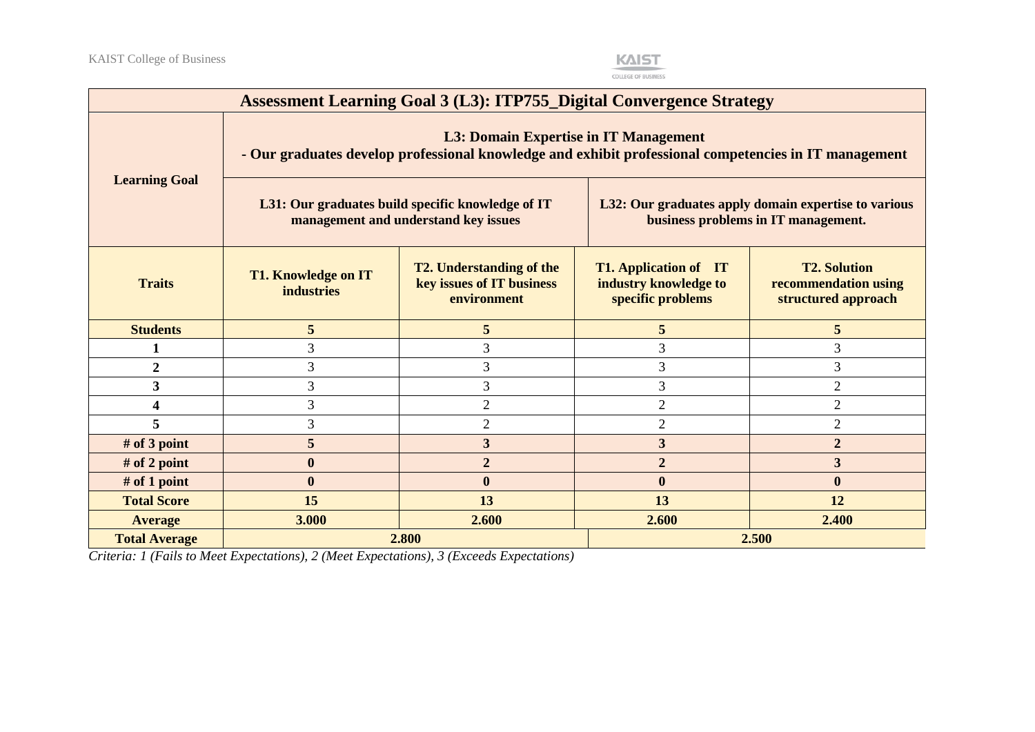| Assessment Learning Goal 3 (L3): ITP755_Digital Convergence Strategy | | | | |
|---|---|---|---|---|
| **Learning Goal** | **L3: Domain Expertise in IT Management**<br>**- Our graduates develop professional knowledge and exhibit professional competencies in IT management** | | | |
| | **L31: Our graduates build specific knowledge of IT management and understand key issues** | | **L32: Our graduates apply domain expertise to various business problems in IT management.** | |
| **Traits** | **T1. Knowledge on IT industries** | **T2. Understanding of the key issues of IT business environment** | **T1. Application of IT industry knowledge to specific problems** | **T2. Solution recommendation using structured approach** |
| **Students** | **5** | **5** | **5** | **5** |
| **1** | 3 | 3 | 3 | 3 |
| **2** | 3 | 3 | 3 | 3 |
| **3** | 3 | 3 | 3 | 2 |
| **4** | 3 | 2 | 2 | 2 |
| **5** | 3 | 2 | 2 | 2 |
| **# of 3 point** | **5** | **3** | **3** | **2** |
| **# of 2 point** | **0** | **2** | **2** | **3** |
| **# of 1 point** | **0** | **0** | **0** | **0** |
| **Total Score** | **15** | **13** | **13** | **12** |
| **Average** | **3.000** | **2.600** | **2.600** | **2.400** |
| **Total Average** | **2.800** | | **2.500** | |

*Criteria: 1 (Fails to Meet Expectations), 2 (Meet Expectations), 3 (Exceeds Expectations)*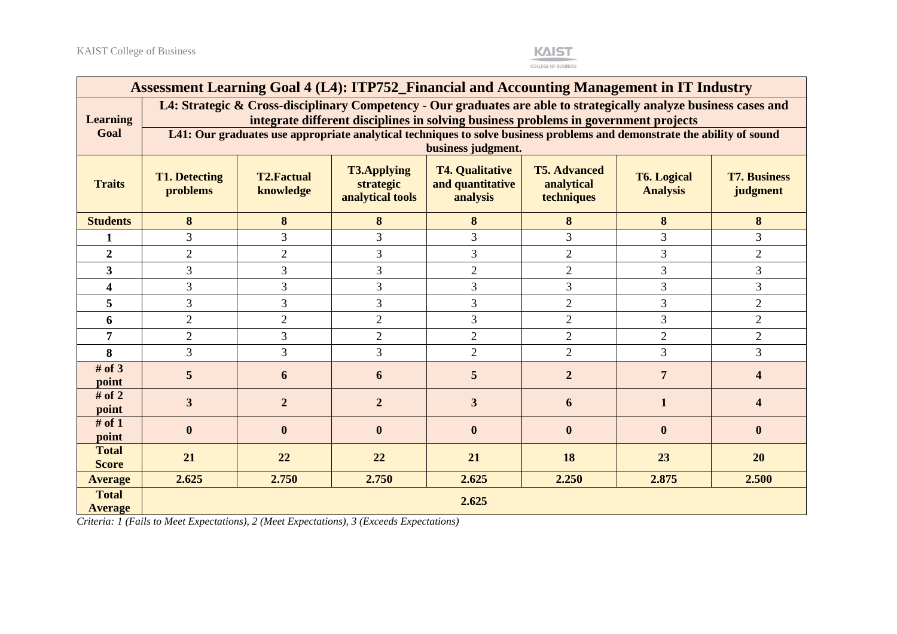| Assessment Learning Goal 4 (L4): ITP752_Financial and Accounting Management in IT Industry | | | | | | | |
|---|---|---|---|---|---|---|---|
| **Learning Goal** | **L4: Strategic & Cross-disciplinary Competency - Our graduates are able to strategically analyze business cases and integrate different disciplines in solving business problems in government projects** **L41: Our graduates use appropriate analytical techniques to solve business problems and demonstrate the ability of sound business judgment.** | | | | | | |
| **Traits** | **T1. Detecting problems** | **T2.Factual knowledge** | **T3.Applying strategic analytical tools** | **T4. Qualitative and quantitative analysis** | **T5. Advanced analytical techniques** | **T6. Logical Analysis** | **T7. Business judgment** |
| **Students** | **8** | **8** | **8** | **8** | **8** | **8** | **8** |
| **1** | 3 | 3 | 3 | 3 | 3 | 3 | 3 |
| **2** | 2 | 2 | 3 | 3 | 2 | 3 | 2 |
| **3** | 3 | 3 | 3 | 2 | 2 | 3 | 3 |
| **4** | 3 | 3 | 3 | 3 | 3 | 3 | 3 |
| **5** | 3 | 3 | 3 | 3 | 2 | 3 | 2 |
| **6** | 2 | 2 | 2 | 3 | 2 | 3 | 2 |
| **7** | 2 | 3 | 2 | 2 | 2 | 2 | 2 |
| **8** | 3 | 3 | 3 | 2 | 2 | 3 | 3 |
| **# of 3 point** | **5** | **6** | **6** | **5** | **2** | **7** | **4** |
| **# of 2 point** | **3** | **2** | **2** | **3** | **6** | **1** | **4** |
| **# of 1 point** | **0** | **0** | **0** | **0** | **0** | **0** | **0** |
| **Total Score** | **21** | **22** | **22** | **21** | **18** | **23** | **20** |
| **Average** | **2.625** | **2.750** | **2.750** | **2.625** | **2.250** | **2.875** | **2.500** |
| **Total Average** | **2.625** | | | | | | |

*Criteria: 1 (Fails to Meet Expectations), 2 (Meet Expectations), 3 (Exceeds Expectations)*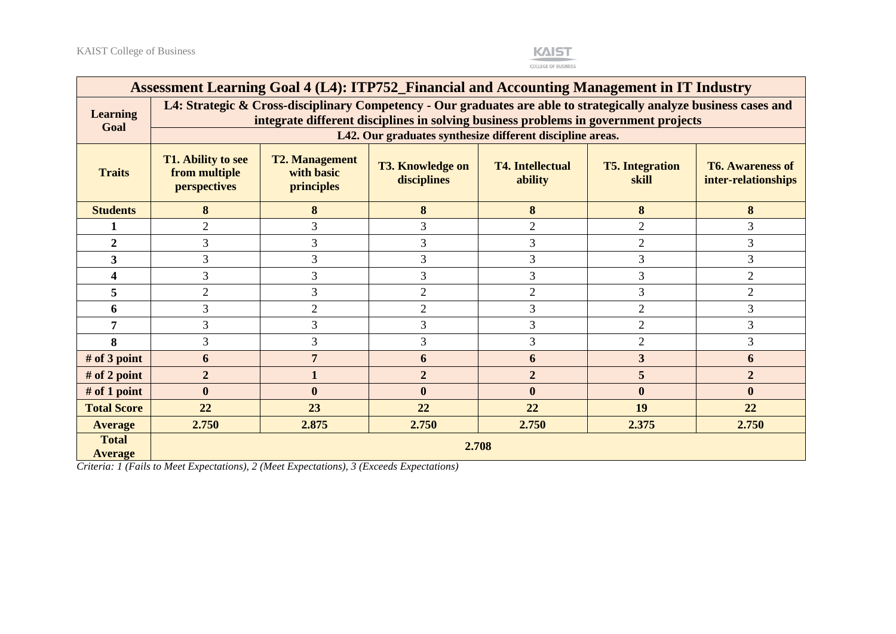| Assessment Learning Goal 4 (L4): ITP752_Financial and Accounting Management in IT Industry | | | | | | |
|---|---|---|---|---|---|---|
| **Learning Goal** | **L4: Strategic & Cross-disciplinary Competency - Our graduates are able to strategically analyze business cases and integrate different disciplines in solving business problems in government projects** | | | | | |
| | **L42. Our graduates synthesize different discipline areas.** | | | | | |
| **Traits** | **T1. Ability to see from multiple perspectives** | **T2. Management with basic principles** | **T3. Knowledge on disciplines** | **T4. Intellectual ability** | **T5. Integration skill** | **T6. Awareness of inter-relationships** |
| **Students** | **8** | **8** | **8** | **8** | **8** | **8** |
| **1** | 2 | 3 | 3 | 2 | 2 | 3 |
| **2** | 3 | 3 | 3 | 3 | 2 | 3 |
| **3** | 3 | 3 | 3 | 3 | 3 | 3 |
| **4** | 3 | 3 | 3 | 3 | 3 | 2 |
| **5** | 2 | 3 | 2 | 2 | 3 | 2 |
| **6** | 3 | 2 | 2 | 3 | 2 | 3 |
| **7** | 3 | 3 | 3 | 3 | 2 | 3 |
| **8** | 3 | 3 | 3 | 3 | 2 | 3 |
| **# of 3 point** | **6** | **7** | **6** | **6** | **3** | **6** |
| **# of 2 point** | **2** | **1** | **2** | **2** | **5** | **2** |
| **# of 1 point** | **0** | **0** | **0** | **0** | **0** | **0** |
| **Total Score** | **22** | **23** | **22** | **22** | **19** | **22** |
| **Average** | **2.750** | **2.875** | **2.750** | **2.750** | **2.375** | **2.750** |
| **Total Average** | **2.708** | | | | | |

*Criteria: 1 (Fails to Meet Expectations), 2 (Meet Expectations), 3 (Exceeds Expectations)*